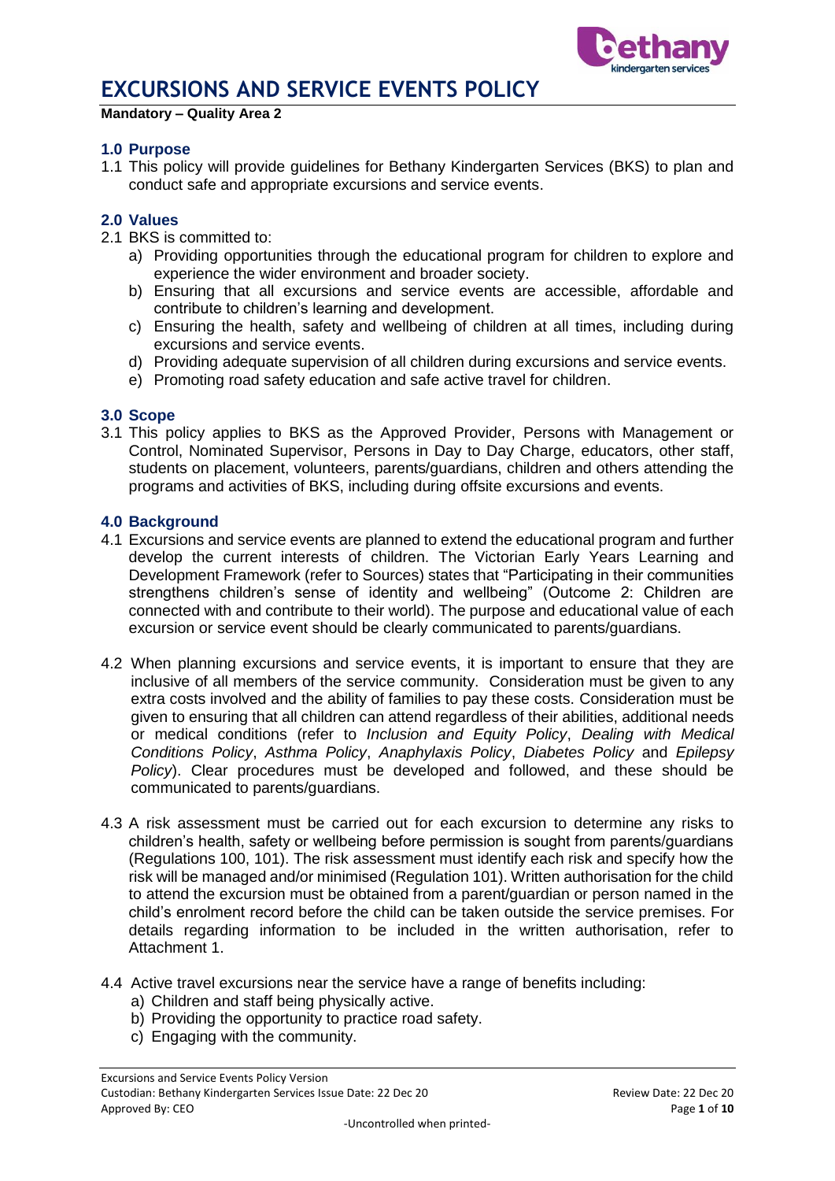# EXCURSIONS AND SERVICE EVENTS POLICY

**Mandatory – Quality Area 2**

## 1.0 Purpose

1.1 This policy will provide guidelines for Bethany Kindergarten Services (BKS) to plan and conduct safe and appropriate excursions and service events.

## 2.0 Values

2.1 BKS is committed to:

a) Providing opportunities through the educational program for children to explore and experience the wider environment and broader society.

b) Ensuring that all excursions and service events are accessible, affordable and contribute to children's learning and development.

c) Ensuring the health, safety and wellbeing of children at all times, including during excursions and service events.

d) Providing adequate supervision of all children during excursions and service events.

e) Promoting road safety education and safe active travel for children.

## 3.0 Scope

3.1 This policy applies to BKS as the Approved Provider, Persons with Management or Control, Nominated Supervisor, Persons in Day to Day Charge, educators, other staff, students on placement, volunteers, parents/guardians, children and others attending the programs and activities of BKS, including during offsite excursions and events.

## 4.0 Background

4.1 Excursions and service events are planned to extend the educational program and further develop the current interests of children. The Victorian Early Years Learning and Development Framework (refer to Sources) states that "Participating in their communities strengthens children's sense of identity and wellbeing" (Outcome 2: Children are connected with and contribute to their world). The purpose and educational value of each excursion or service event should be clearly communicated to parents/guardians.

4.2 When planning excursions and service events, it is important to ensure that they are inclusive of all members of the service community. Consideration must be given to any extra costs involved and the ability of families to pay these costs. Consideration must be given to ensuring that all children can attend regardless of their abilities, additional needs or medical conditions (refer to *Inclusion and Equity Policy*, *Dealing with Medical Conditions Policy*, *Asthma Policy*, *Anaphylaxis Policy*, *Diabetes Policy* and *Epilepsy Policy*). Clear procedures must be developed and followed, and these should be communicated to parents/guardians.

4.3 A risk assessment must be carried out for each excursion to determine any risks to children's health, safety or wellbeing before permission is sought from parents/guardians (Regulations 100, 101). The risk assessment must identify each risk and specify how the risk will be managed and/or minimised (Regulation 101). Written authorisation for the child to attend the excursion must be obtained from a parent/guardian or person named in the child's enrolment record before the child can be taken outside the service premises. For details regarding information to be included in the written authorisation, refer to Attachment 1.

4.4 Active travel excursions near the service have a range of benefits including:

a) Children and staff being physically active.

b) Providing the opportunity to practice road safety.

c) Engaging with the community.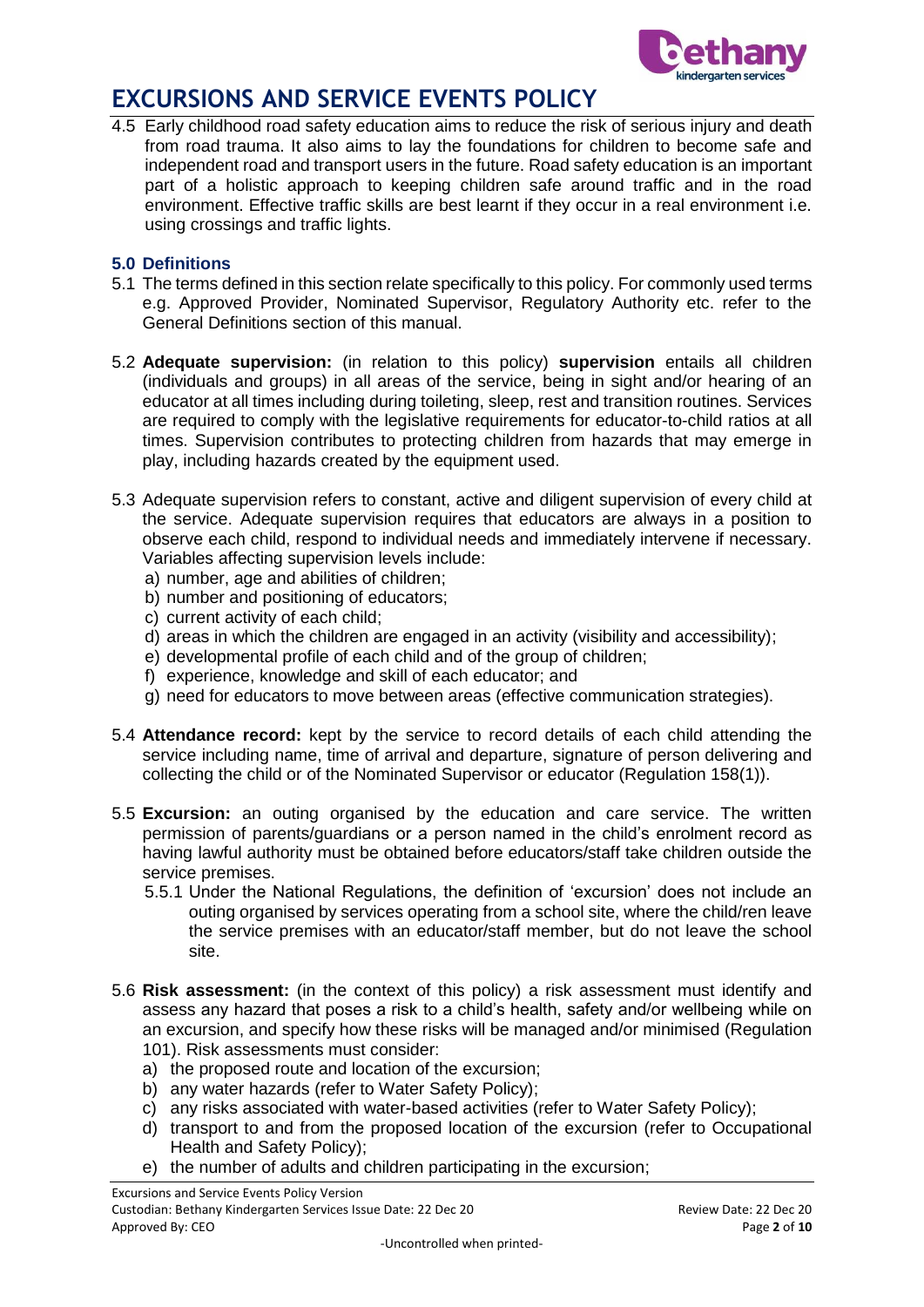4.5 Early childhood road safety education aims to reduce the risk of serious injury and death from road trauma. It also aims to lay the foundations for children to become safe and independent road and transport users in the future. Road safety education is an important part of a holistic approach to keeping children safe around traffic and in the road environment. Effective traffic skills are best learnt if they occur in a real environment i.e. using crossings and traffic lights.

### 5.0 Definitions

5.1 The terms defined in this section relate specifically to this policy. For commonly used terms e.g. Approved Provider, Nominated Supervisor, Regulatory Authority etc. refer to the General Definitions section of this manual.

5.2 **Adequate supervision:** (in relation to this policy) **supervision** entails all children (individuals and groups) in all areas of the service, being in sight and/or hearing of an educator at all times including during toileting, sleep, rest and transition routines. Services are required to comply with the legislative requirements for educator-to-child ratios at all times. Supervision contributes to protecting children from hazards that may emerge in play, including hazards created by the equipment used.

5.3 Adequate supervision refers to constant, active and diligent supervision of every child at the service. Adequate supervision requires that educators are always in a position to observe each child, respond to individual needs and immediately intervene if necessary. Variables affecting supervision levels include:

a) number, age and abilities of children;
b) number and positioning of educators;
c) current activity of each child;
d) areas in which the children are engaged in an activity (visibility and accessibility);
e) developmental profile of each child and of the group of children;
f) experience, knowledge and skill of each educator; and
g) need for educators to move between areas (effective communication strategies).

5.4 **Attendance record:** kept by the service to record details of each child attending the service including name, time of arrival and departure, signature of person delivering and collecting the child or of the Nominated Supervisor or educator (Regulation 158(1)).

5.5 **Excursion:** an outing organised by the education and care service. The written permission of parents/guardians or a person named in the child's enrolment record as having lawful authority must be obtained before educators/staff take children outside the service premises.

5.5.1 Under the National Regulations, the definition of 'excursion' does not include an outing organised by services operating from a school site, where the child/ren leave the service premises with an educator/staff member, but do not leave the school site.

5.6 **Risk assessment:** (in the context of this policy) a risk assessment must identify and assess any hazard that poses a risk to a child's health, safety and/or wellbeing while on an excursion, and specify how these risks will be managed and/or minimised (Regulation 101). Risk assessments must consider:

a) the proposed route and location of the excursion;
b) any water hazards (refer to Water Safety Policy);
c) any risks associated with water-based activities (refer to Water Safety Policy);
d) transport to and from the proposed location of the excursion (refer to Occupational Health and Safety Policy);
e) the number of adults and children participating in the excursion;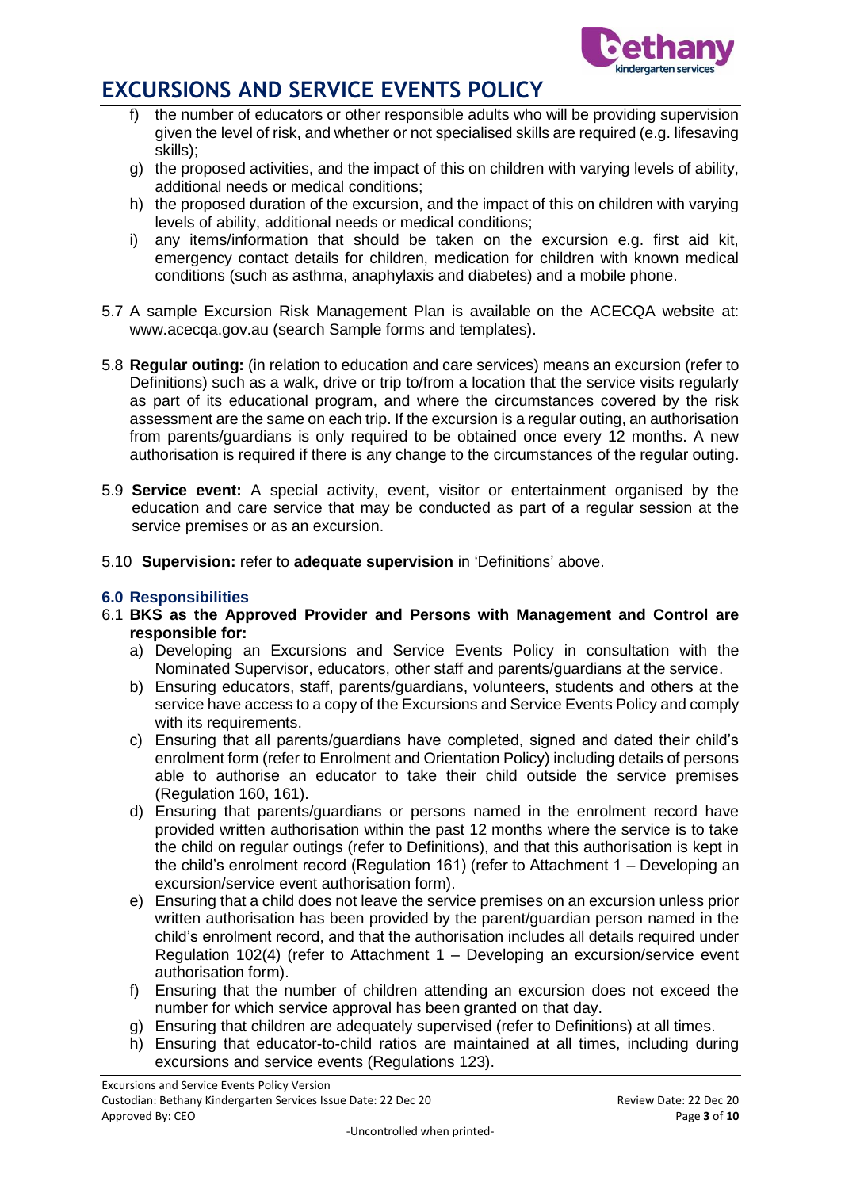f) the number of educators or other responsible adults who will be providing supervision given the level of risk, and whether or not specialised skills are required (e.g. lifesaving skills);
g) the proposed activities, and the impact of this on children with varying levels of ability, additional needs or medical conditions;
h) the proposed duration of the excursion, and the impact of this on children with varying levels of ability, additional needs or medical conditions;
i) any items/information that should be taken on the excursion e.g. first aid kit, emergency contact details for children, medication for children with known medical conditions (such as asthma, anaphylaxis and diabetes) and a mobile phone.

5.7 A sample Excursion Risk Management Plan is available on the ACECQA website at: www.acecqa.gov.au (search Sample forms and templates).

5.8 **Regular outing:** (in relation to education and care services) means an excursion (refer to Definitions) such as a walk, drive or trip to/from a location that the service visits regularly as part of its educational program, and where the circumstances covered by the risk assessment are the same on each trip. If the excursion is a regular outing, an authorisation from parents/guardians is only required to be obtained once every 12 months. A new authorisation is required if there is any change to the circumstances of the regular outing.

5.9 **Service event:** A special activity, event, visitor or entertainment organised by the education and care service that may be conducted as part of a regular session at the service premises or as an excursion.

5.10 **Supervision:** refer to **adequate supervision** in 'Definitions' above.

## 6.0 Responsibilities

6.1 **BKS as the Approved Provider and Persons with Management and Control are responsible for:**

a) Developing an Excursions and Service Events Policy in consultation with the Nominated Supervisor, educators, other staff and parents/guardians at the service.
b) Ensuring educators, staff, parents/guardians, volunteers, students and others at the service have access to a copy of the Excursions and Service Events Policy and comply with its requirements.
c) Ensuring that all parents/guardians have completed, signed and dated their child's enrolment form (refer to Enrolment and Orientation Policy) including details of persons able to authorise an educator to take their child outside the service premises (Regulation 160, 161).
d) Ensuring that parents/guardians or persons named in the enrolment record have provided written authorisation within the past 12 months where the service is to take the child on regular outings (refer to Definitions), and that this authorisation is kept in the child's enrolment record (Regulation 161) (refer to Attachment 1 – Developing an excursion/service event authorisation form).
e) Ensuring that a child does not leave the service premises on an excursion unless prior written authorisation has been provided by the parent/guardian person named in the child's enrolment record, and that the authorisation includes all details required under Regulation 102(4) (refer to Attachment 1 – Developing an excursion/service event authorisation form).
f) Ensuring that the number of children attending an excursion does not exceed the number for which service approval has been granted on that day.
g) Ensuring that children are adequately supervised (refer to Definitions) at all times.
h) Ensuring that educator-to-child ratios are maintained at all times, including during excursions and service events (Regulations 123).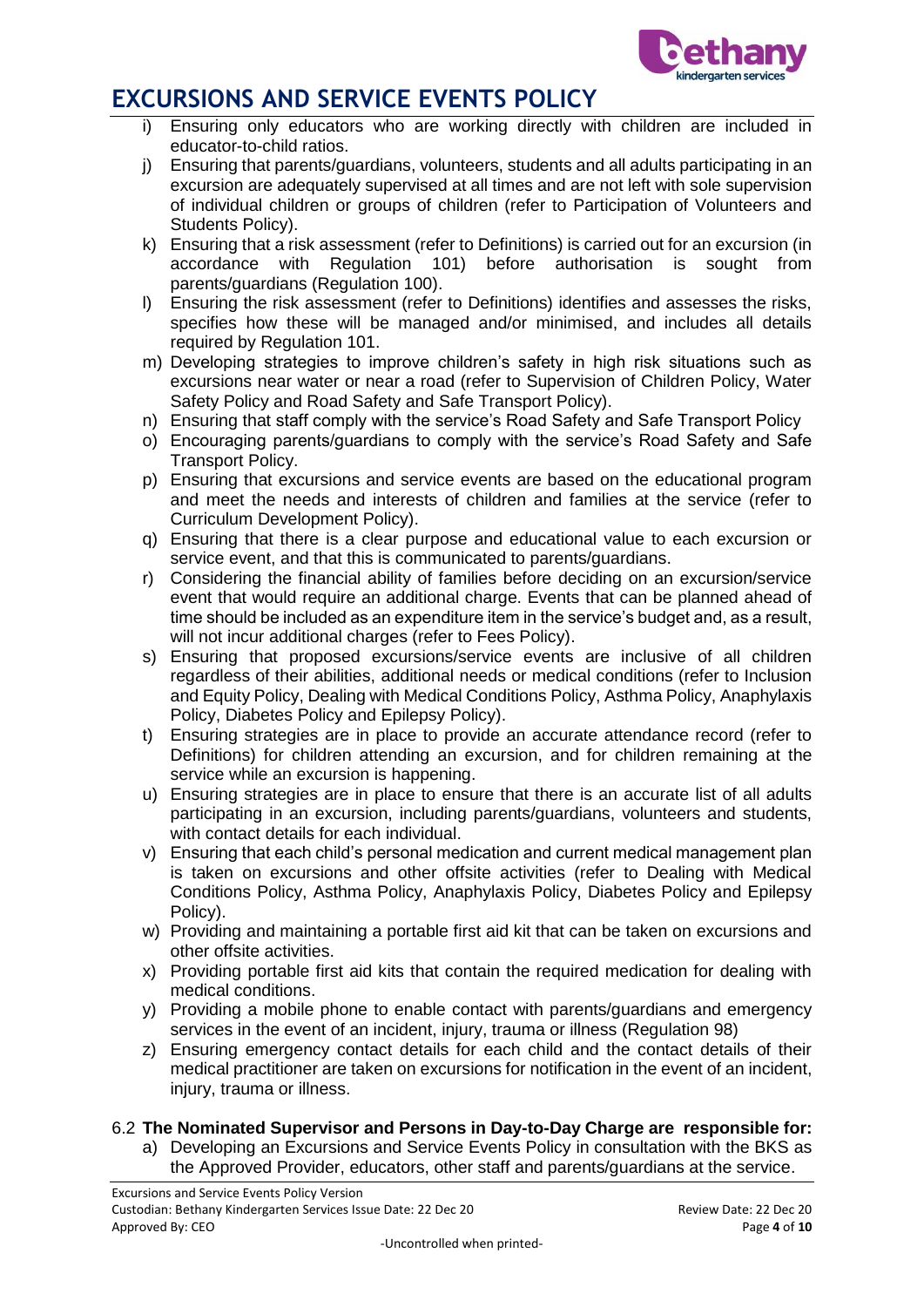i) Ensuring only educators who are working directly with children are included in educator-to-child ratios.
j) Ensuring that parents/guardians, volunteers, students and all adults participating in an excursion are adequately supervised at all times and are not left with sole supervision of individual children or groups of children (refer to Participation of Volunteers and Students Policy).
k) Ensuring that a risk assessment (refer to Definitions) is carried out for an excursion (in accordance with Regulation 101) before authorisation is sought from parents/guardians (Regulation 100).
l) Ensuring the risk assessment (refer to Definitions) identifies and assesses the risks, specifies how these will be managed and/or minimised, and includes all details required by Regulation 101.
m) Developing strategies to improve children's safety in high risk situations such as excursions near water or near a road (refer to Supervision of Children Policy, Water Safety Policy and Road Safety and Safe Transport Policy).
n) Ensuring that staff comply with the service's Road Safety and Safe Transport Policy
o) Encouraging parents/guardians to comply with the service's Road Safety and Safe Transport Policy.
p) Ensuring that excursions and service events are based on the educational program and meet the needs and interests of children and families at the service (refer to Curriculum Development Policy).
q) Ensuring that there is a clear purpose and educational value to each excursion or service event, and that this is communicated to parents/guardians.
r) Considering the financial ability of families before deciding on an excursion/service event that would require an additional charge. Events that can be planned ahead of time should be included as an expenditure item in the service's budget and, as a result, will not incur additional charges (refer to Fees Policy).
s) Ensuring that proposed excursions/service events are inclusive of all children regardless of their abilities, additional needs or medical conditions (refer to Inclusion and Equity Policy, Dealing with Medical Conditions Policy, Asthma Policy, Anaphylaxis Policy, Diabetes Policy and Epilepsy Policy).
t) Ensuring strategies are in place to provide an accurate attendance record (refer to Definitions) for children attending an excursion, and for children remaining at the service while an excursion is happening.
u) Ensuring strategies are in place to ensure that there is an accurate list of all adults participating in an excursion, including parents/guardians, volunteers and students, with contact details for each individual.
v) Ensuring that each child's personal medication and current medical management plan is taken on excursions and other offsite activities (refer to Dealing with Medical Conditions Policy, Asthma Policy, Anaphylaxis Policy, Diabetes Policy and Epilepsy Policy).
w) Providing and maintaining a portable first aid kit that can be taken on excursions and other offsite activities.
x) Providing portable first aid kits that contain the required medication for dealing with medical conditions.
y) Providing a mobile phone to enable contact with parents/guardians and emergency services in the event of an incident, injury, trauma or illness (Regulation 98)
z) Ensuring emergency contact details for each child and the contact details of their medical practitioner are taken on excursions for notification in the event of an incident, injury, trauma or illness.

6.2 **The Nominated Supervisor and Persons in Day-to-Day Charge are responsible for:**

a) Developing an Excursions and Service Events Policy in consultation with the BKS as the Approved Provider, educators, other staff and parents/guardians at the service.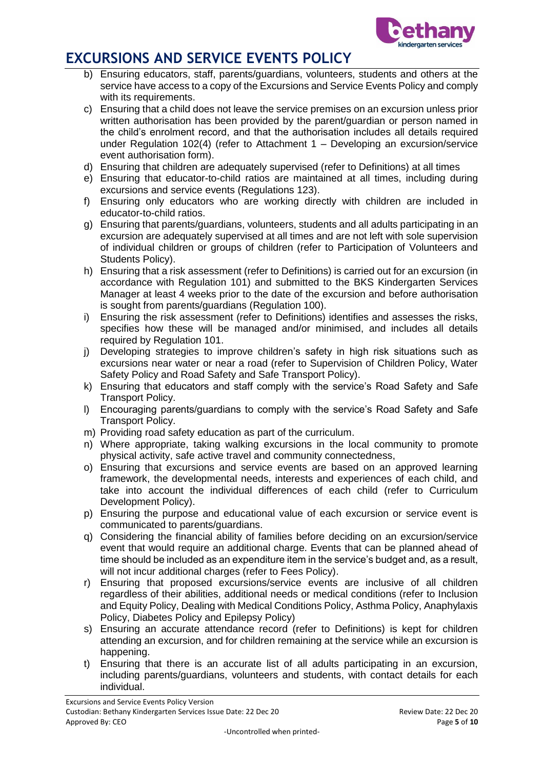b) Ensuring educators, staff, parents/guardians, volunteers, students and others at the service have access to a copy of the Excursions and Service Events Policy and comply with its requirements.
c) Ensuring that a child does not leave the service premises on an excursion unless prior written authorisation has been provided by the parent/guardian or person named in the child's enrolment record, and that the authorisation includes all details required under Regulation 102(4) (refer to Attachment 1 – Developing an excursion/service event authorisation form).
d) Ensuring that children are adequately supervised (refer to Definitions) at all times
e) Ensuring that educator-to-child ratios are maintained at all times, including during excursions and service events (Regulations 123).
f) Ensuring only educators who are working directly with children are included in educator-to-child ratios.
g) Ensuring that parents/guardians, volunteers, students and all adults participating in an excursion are adequately supervised at all times and are not left with sole supervision of individual children or groups of children (refer to Participation of Volunteers and Students Policy).
h) Ensuring that a risk assessment (refer to Definitions) is carried out for an excursion (in accordance with Regulation 101) and submitted to the BKS Kindergarten Services Manager at least 4 weeks prior to the date of the excursion and before authorisation is sought from parents/guardians (Regulation 100).
i) Ensuring the risk assessment (refer to Definitions) identifies and assesses the risks, specifies how these will be managed and/or minimised, and includes all details required by Regulation 101.
j) Developing strategies to improve children's safety in high risk situations such as excursions near water or near a road (refer to Supervision of Children Policy, Water Safety Policy and Road Safety and Safe Transport Policy).
k) Ensuring that educators and staff comply with the service's Road Safety and Safe Transport Policy.
l) Encouraging parents/guardians to comply with the service's Road Safety and Safe Transport Policy.
m) Providing road safety education as part of the curriculum.
n) Where appropriate, taking walking excursions in the local community to promote physical activity, safe active travel and community connectedness,
o) Ensuring that excursions and service events are based on an approved learning framework, the developmental needs, interests and experiences of each child, and take into account the individual differences of each child (refer to Curriculum Development Policy).
p) Ensuring the purpose and educational value of each excursion or service event is communicated to parents/guardians.
q) Considering the financial ability of families before deciding on an excursion/service event that would require an additional charge. Events that can be planned ahead of time should be included as an expenditure item in the service's budget and, as a result, will not incur additional charges (refer to Fees Policy).
r) Ensuring that proposed excursions/service events are inclusive of all children regardless of their abilities, additional needs or medical conditions (refer to Inclusion and Equity Policy, Dealing with Medical Conditions Policy, Asthma Policy, Anaphylaxis Policy, Diabetes Policy and Epilepsy Policy)
s) Ensuring an accurate attendance record (refer to Definitions) is kept for children attending an excursion, and for children remaining at the service while an excursion is happening.
t) Ensuring that there is an accurate list of all adults participating in an excursion, including parents/guardians, volunteers and students, with contact details for each individual.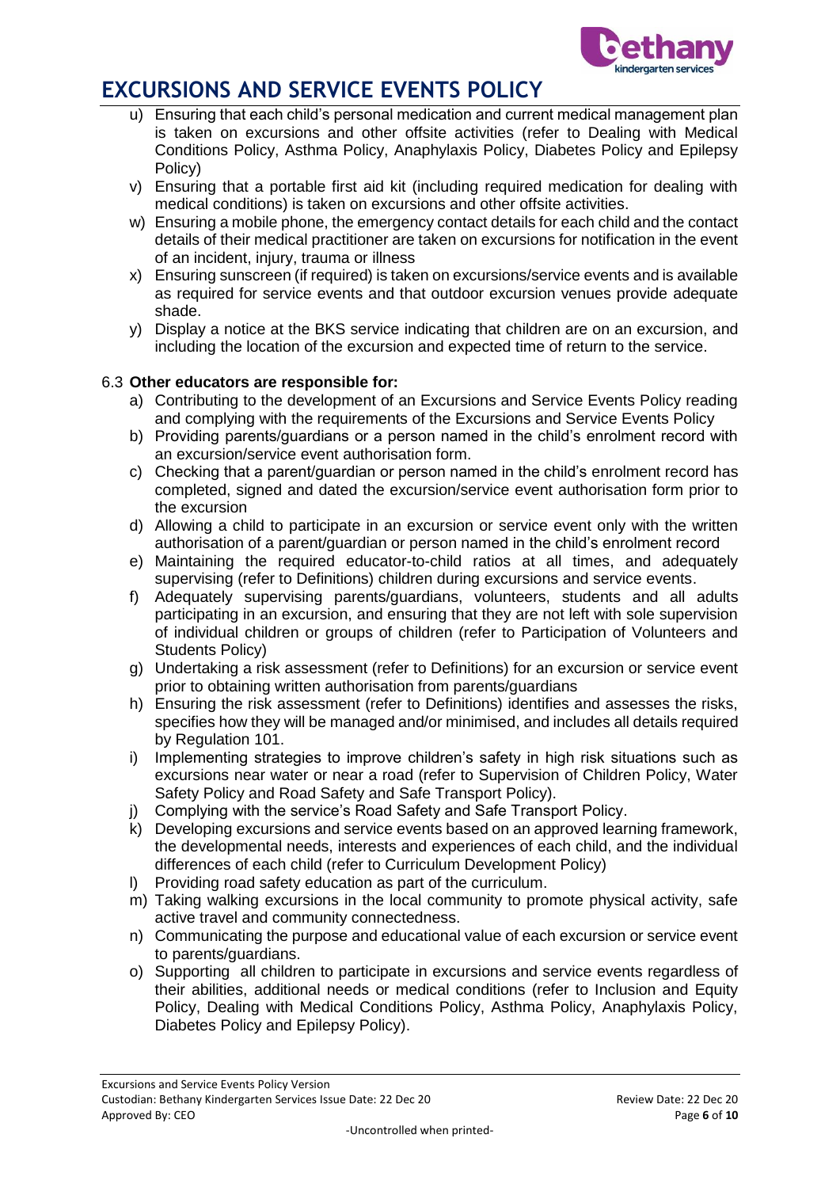u) Ensuring that each child's personal medication and current medical management plan is taken on excursions and other offsite activities (refer to Dealing with Medical Conditions Policy, Asthma Policy, Anaphylaxis Policy, Diabetes Policy and Epilepsy Policy)
v) Ensuring that a portable first aid kit (including required medication for dealing with medical conditions) is taken on excursions and other offsite activities.
w) Ensuring a mobile phone, the emergency contact details for each child and the contact details of their medical practitioner are taken on excursions for notification in the event of an incident, injury, trauma or illness
x) Ensuring sunscreen (if required) is taken on excursions/service events and is available as required for service events and that outdoor excursion venues provide adequate shade.
y) Display a notice at the BKS service indicating that children are on an excursion, and including the location of the excursion and expected time of return to the service.

6.3 **Other educators are responsible for:**

a) Contributing to the development of an Excursions and Service Events Policy reading and complying with the requirements of the Excursions and Service Events Policy
b) Providing parents/guardians or a person named in the child's enrolment record with an excursion/service event authorisation form.
c) Checking that a parent/guardian or person named in the child's enrolment record has completed, signed and dated the excursion/service event authorisation form prior to the excursion
d) Allowing a child to participate in an excursion or service event only with the written authorisation of a parent/guardian or person named in the child's enrolment record
e) Maintaining the required educator-to-child ratios at all times, and adequately supervising (refer to Definitions) children during excursions and service events.
f) Adequately supervising parents/guardians, volunteers, students and all adults participating in an excursion, and ensuring that they are not left with sole supervision of individual children or groups of children (refer to Participation of Volunteers and Students Policy)
g) Undertaking a risk assessment (refer to Definitions) for an excursion or service event prior to obtaining written authorisation from parents/guardians
h) Ensuring the risk assessment (refer to Definitions) identifies and assesses the risks, specifies how they will be managed and/or minimised, and includes all details required by Regulation 101.
i) Implementing strategies to improve children's safety in high risk situations such as excursions near water or near a road (refer to Supervision of Children Policy, Water Safety Policy and Road Safety and Safe Transport Policy).
j) Complying with the service's Road Safety and Safe Transport Policy.
k) Developing excursions and service events based on an approved learning framework, the developmental needs, interests and experiences of each child, and the individual differences of each child (refer to Curriculum Development Policy)
l) Providing road safety education as part of the curriculum.
m) Taking walking excursions in the local community to promote physical activity, safe active travel and community connectedness.
n) Communicating the purpose and educational value of each excursion or service event to parents/guardians.
o) Supporting all children to participate in excursions and service events regardless of their abilities, additional needs or medical conditions (refer to Inclusion and Equity Policy, Dealing with Medical Conditions Policy, Asthma Policy, Anaphylaxis Policy, Diabetes Policy and Epilepsy Policy).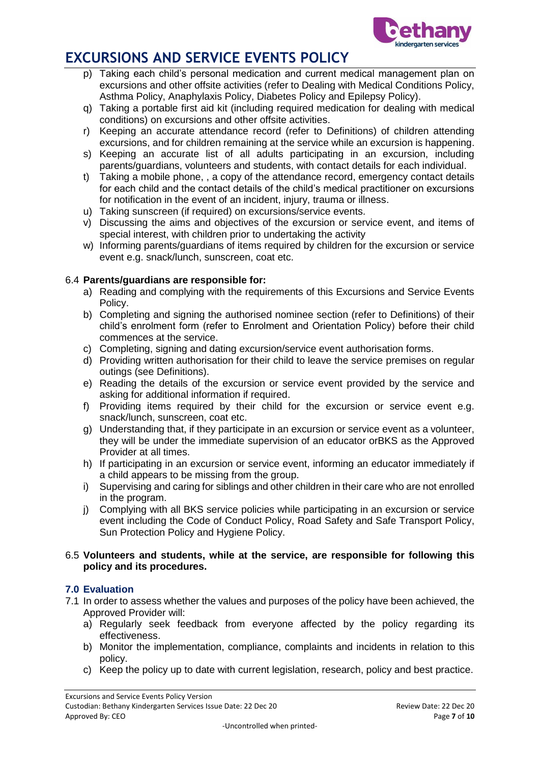p) Taking each child's personal medication and current medical management plan on excursions and other offsite activities (refer to Dealing with Medical Conditions Policy, Asthma Policy, Anaphylaxis Policy, Diabetes Policy and Epilepsy Policy).

q) Taking a portable first aid kit (including required medication for dealing with medical conditions) on excursions and other offsite activities.

r) Keeping an accurate attendance record (refer to Definitions) of children attending excursions, and for children remaining at the service while an excursion is happening.

s) Keeping an accurate list of all adults participating in an excursion, including parents/guardians, volunteers and students, with contact details for each individual.

t) Taking a mobile phone, , a copy of the attendance record, emergency contact details for each child and the contact details of the child's medical practitioner on excursions for notification in the event of an incident, injury, trauma or illness.

u) Taking sunscreen (if required) on excursions/service events.

v) Discussing the aims and objectives of the excursion or service event, and items of special interest, with children prior to undertaking the activity

w) Informing parents/guardians of items required by children for the excursion or service event e.g. snack/lunch, sunscreen, coat etc.

6.4 **Parents/guardians are responsible for:**

a) Reading and complying with the requirements of this Excursions and Service Events Policy.

b) Completing and signing the authorised nominee section (refer to Definitions) of their child's enrolment form (refer to Enrolment and Orientation Policy) before their child commences at the service.

c) Completing, signing and dating excursion/service event authorisation forms.

d) Providing written authorisation for their child to leave the service premises on regular outings (see Definitions).

e) Reading the details of the excursion or service event provided by the service and asking for additional information if required.

f) Providing items required by their child for the excursion or service event e.g. snack/lunch, sunscreen, coat etc.

g) Understanding that, if they participate in an excursion or service event as a volunteer, they will be under the immediate supervision of an educator orBKS as the Approved Provider at all times.

h) If participating in an excursion or service event, informing an educator immediately if a child appears to be missing from the group.

i) Supervising and caring for siblings and other children in their care who are not enrolled in the program.

j) Complying with all BKS service policies while participating in an excursion or service event including the Code of Conduct Policy, Road Safety and Safe Transport Policy, Sun Protection Policy and Hygiene Policy.

6.5 **Volunteers and students, while at the service, are responsible for following this policy and its procedures.**

### 7.0 Evaluation

7.1 In order to assess whether the values and purposes of the policy have been achieved, the Approved Provider will:

a) Regularly seek feedback from everyone affected by the policy regarding its effectiveness.

b) Monitor the implementation, compliance, complaints and incidents in relation to this policy.

c) Keep the policy up to date with current legislation, research, policy and best practice.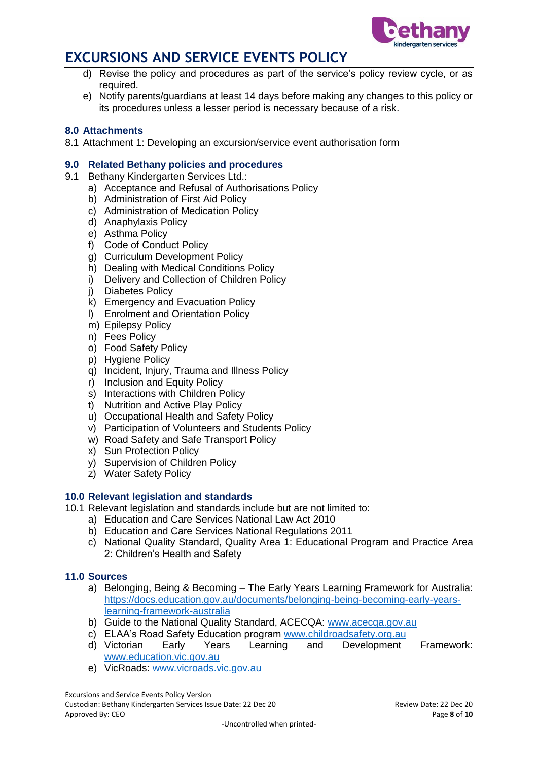d) Revise the policy and procedures as part of the service's policy review cycle, or as required.
e) Notify parents/guardians at least 14 days before making any changes to this policy or its procedures unless a lesser period is necessary because of a risk.

### 8.0 Attachments

8.1 Attachment 1: Developing an excursion/service event authorisation form

### 9.0 Related Bethany policies and procedures

9.1 Bethany Kindergarten Services Ltd.:

a) Acceptance and Refusal of Authorisations Policy
b) Administration of First Aid Policy
c) Administration of Medication Policy
d) Anaphylaxis Policy
e) Asthma Policy
f) Code of Conduct Policy
g) Curriculum Development Policy
h) Dealing with Medical Conditions Policy
i) Delivery and Collection of Children Policy
j) Diabetes Policy
k) Emergency and Evacuation Policy
l) Enrolment and Orientation Policy
m) Epilepsy Policy
n) Fees Policy
o) Food Safety Policy
p) Hygiene Policy
q) Incident, Injury, Trauma and Illness Policy
r) Inclusion and Equity Policy
s) Interactions with Children Policy
t) Nutrition and Active Play Policy
u) Occupational Health and Safety Policy
v) Participation of Volunteers and Students Policy
w) Road Safety and Safe Transport Policy
x) Sun Protection Policy
y) Supervision of Children Policy
z) Water Safety Policy

### 10.0 Relevant legislation and standards

10.1 Relevant legislation and standards include but are not limited to:

a) Education and Care Services National Law Act 2010
b) Education and Care Services National Regulations 2011
c) National Quality Standard, Quality Area 1: Educational Program and Practice Area 2: Children's Health and Safety

### 11.0 Sources

a) Belonging, Being & Becoming – The Early Years Learning Framework for Australia: https://docs.education.gov.au/documents/belonging-being-becoming-early-years-learning-framework-australia
b) Guide to the National Quality Standard, ACECQA: www.acecqa.gov.au
c) ELAA's Road Safety Education program www.childroadsafety.org.au
d) Victorian Early Years Learning and Development Framework: www.education.vic.gov.au
e) VicRoads: www.vicroads.vic.gov.au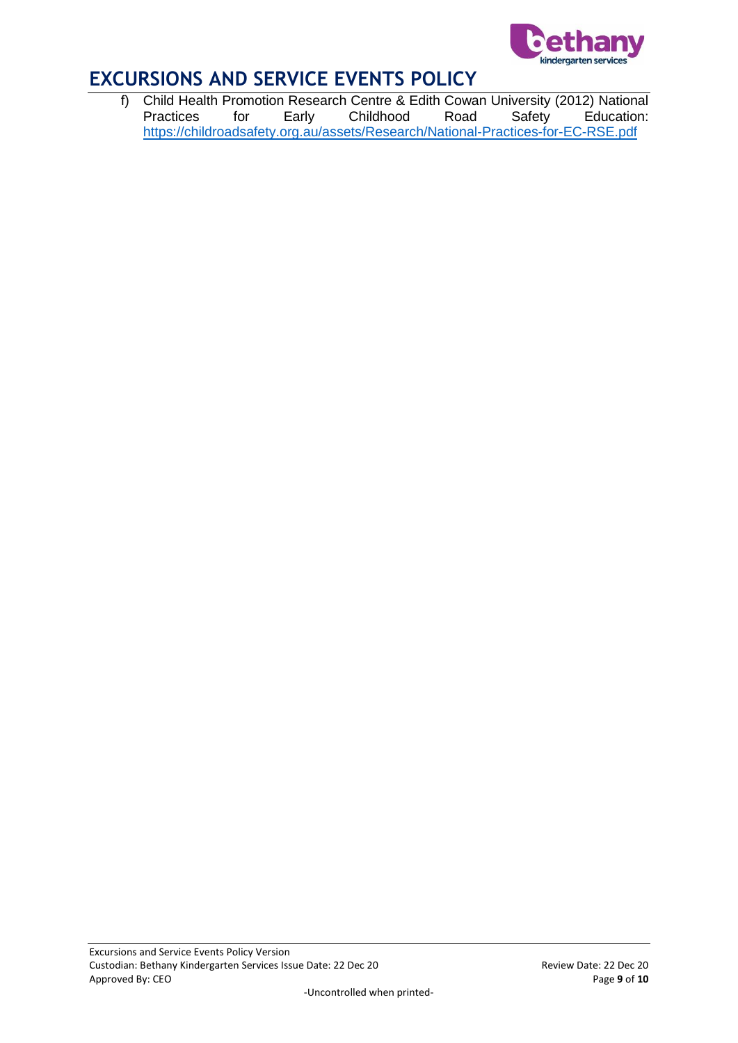f) Child Health Promotion Research Centre & Edith Cowan University (2012) National Practices for Early Childhood Road Safety Education: https://childroadsafety.org.au/assets/Research/National-Practices-for-EC-RSE.pdf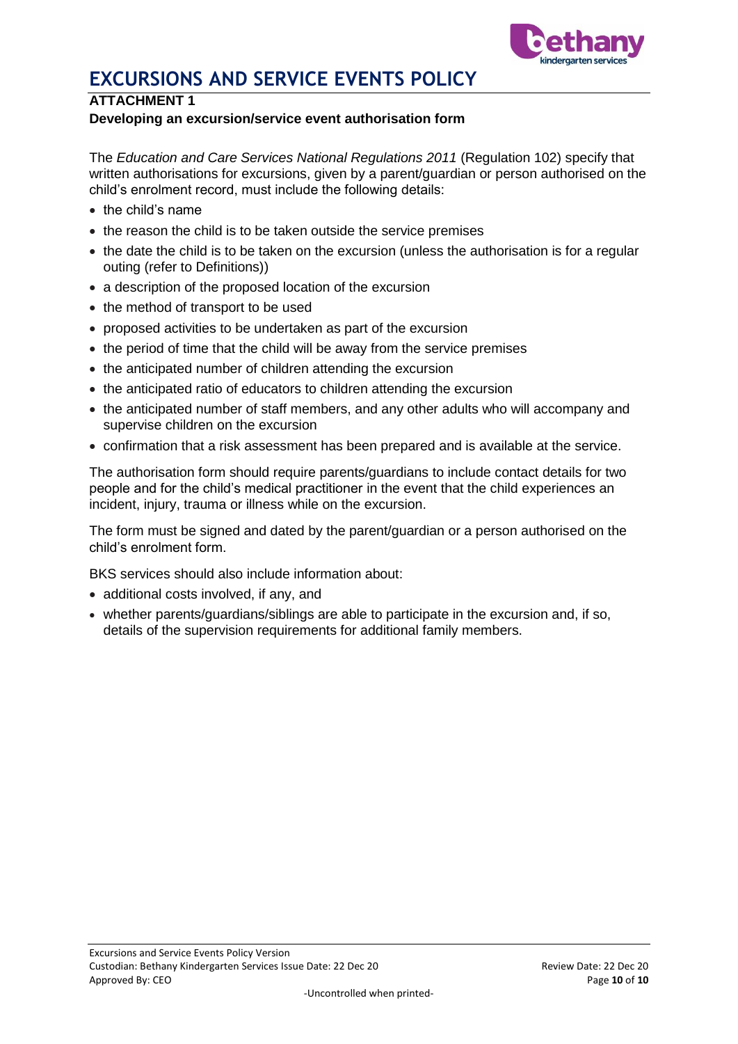# EXCURSIONS AND SERVICE EVENTS POLICY

## ATTACHMENT 1

### Developing an excursion/service event authorisation form

The *Education and Care Services National Regulations 2011* (Regulation 102) specify that written authorisations for excursions, given by a parent/guardian or person authorised on the child's enrolment record, must include the following details:

- the child's name
- the reason the child is to be taken outside the service premises
- the date the child is to be taken on the excursion (unless the authorisation is for a regular outing (refer to Definitions))
- a description of the proposed location of the excursion
- the method of transport to be used
- proposed activities to be undertaken as part of the excursion
- the period of time that the child will be away from the service premises
- the anticipated number of children attending the excursion
- the anticipated ratio of educators to children attending the excursion
- the anticipated number of staff members, and any other adults who will accompany and supervise children on the excursion
- confirmation that a risk assessment has been prepared and is available at the service.

The authorisation form should require parents/guardians to include contact details for two people and for the child's medical practitioner in the event that the child experiences an incident, injury, trauma or illness while on the excursion.

The form must be signed and dated by the parent/guardian or a person authorised on the child's enrolment form.

BKS services should also include information about:

- additional costs involved, if any, and
- whether parents/guardians/siblings are able to participate in the excursion and, if so, details of the supervision requirements for additional family members.